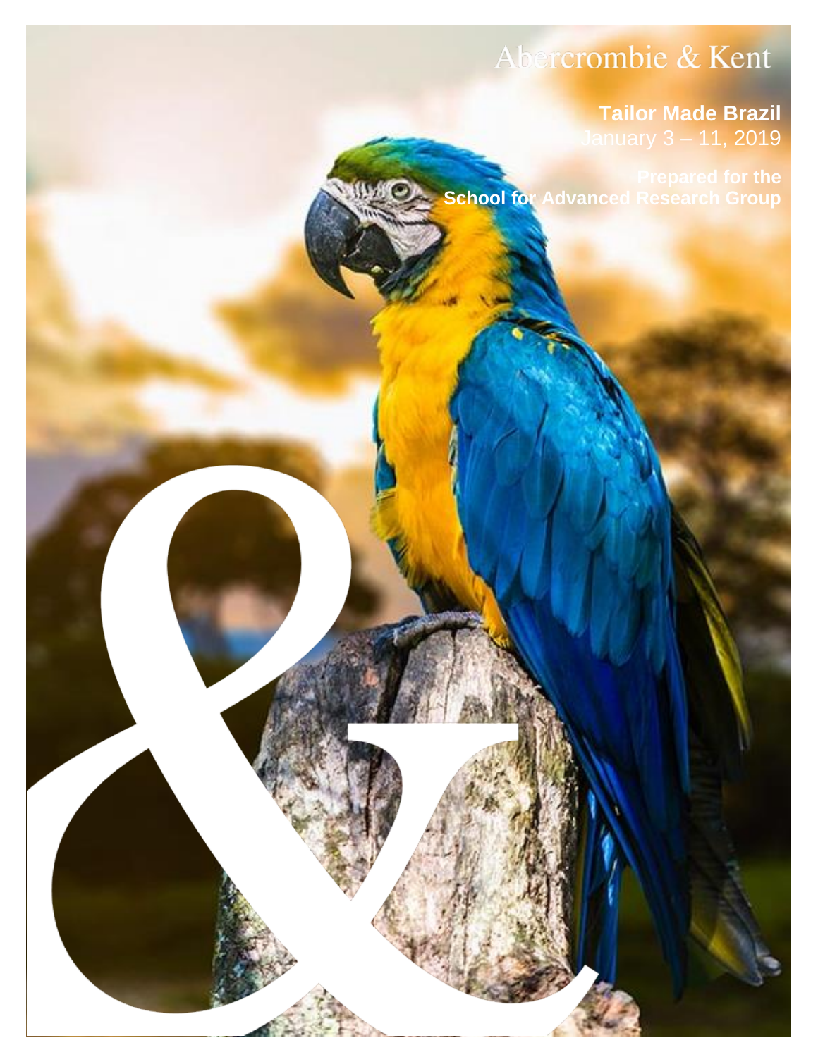Abercrombie & Kent

# Tailor Made Brazil

January 3 – 11, 2019

**Prepared for the School for Advanced Research Group**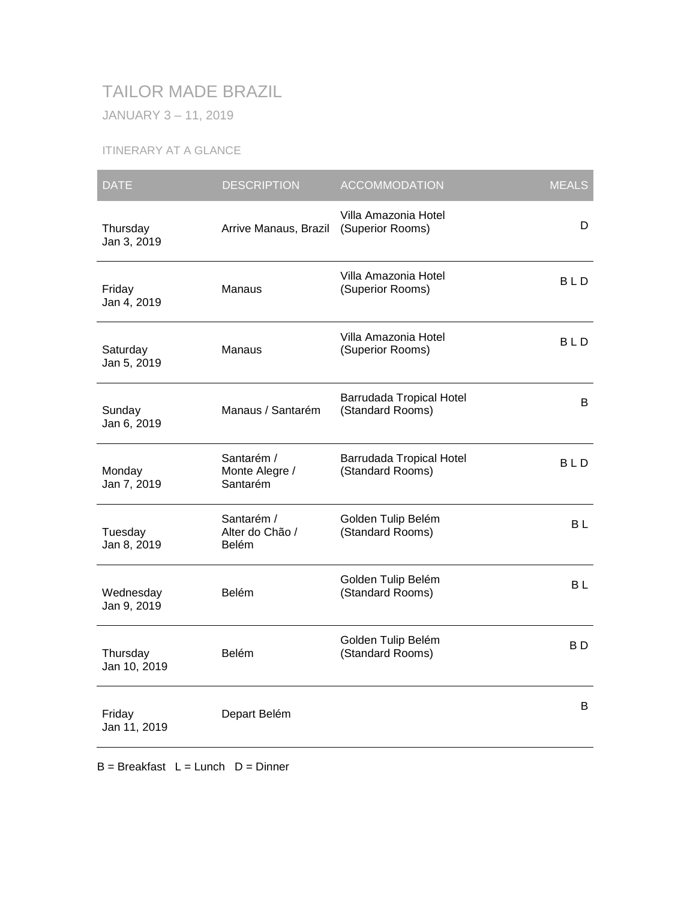# TAILOR MADE BRAZIL

JANUARY 3 – 11, 2019

## ITINERARY AT A GLANCE

| DATE | DESCRIPTION | ACCOMMODATION | MEALS |
|---|---|---|---|
| Thursday Jan 3, 2019 | Arrive Manaus, Brazil | Villa Amazonia Hotel (Superior Rooms) | D |
| Friday Jan 4, 2019 | Manaus | Villa Amazonia Hotel (Superior Rooms) | B L D |
| Saturday Jan 5, 2019 | Manaus | Villa Amazonia Hotel (Superior Rooms) | B L D |
| Sunday Jan 6, 2019 | Manaus / Santarém | Barrudada Tropical Hotel (Standard Rooms) | B |
| Monday Jan 7, 2019 | Santarém / Monte Alegre / Santarém | Barrudada Tropical Hotel (Standard Rooms) | B L D |
| Tuesday Jan 8, 2019 | Santarém / Alter do Chão / Belém | Golden Tulip Belém (Standard Rooms) | B L |
| Wednesday Jan 9, 2019 | Belém | Golden Tulip Belém (Standard Rooms) | B L |
| Thursday Jan 10, 2019 | Belém | Golden Tulip Belém (Standard Rooms) | B D |
| Friday Jan 11, 2019 | Depart Belém | | B |

B = Breakfast L = Lunch D = Dinner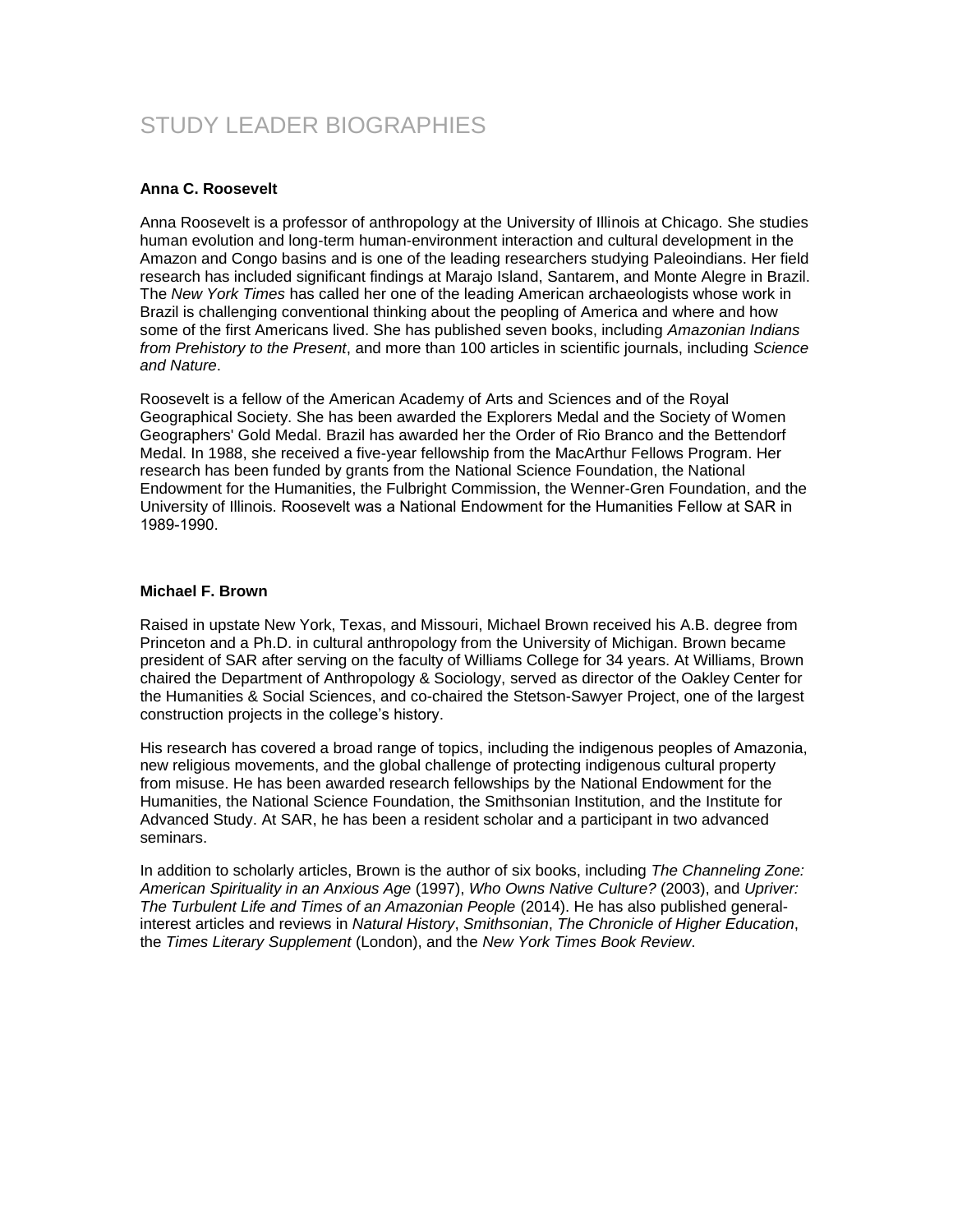# STUDY LEADER BIOGRAPHIES

**Anna C. Roosevelt**

Anna Roosevelt is a professor of anthropology at the University of Illinois at Chicago. She studies human evolution and long-term human-environment interaction and cultural development in the Amazon and Congo basins and is one of the leading researchers studying Paleoindians. Her field research has included significant findings at Marajo Island, Santarem, and Monte Alegre in Brazil. The *New York Times* has called her one of the leading American archaeologists whose work in Brazil is challenging conventional thinking about the peopling of America and where and how some of the first Americans lived. She has published seven books, including *Amazonian Indians from Prehistory to the Present*, and more than 100 articles in scientific journals, including *Science and Nature*.

Roosevelt is a fellow of the American Academy of Arts and Sciences and of the Royal Geographical Society. She has been awarded the Explorers Medal and the Society of Women Geographers' Gold Medal. Brazil has awarded her the Order of Rio Branco and the Bettendorf Medal. In 1988, she received a five-year fellowship from the MacArthur Fellows Program. Her research has been funded by grants from the National Science Foundation, the National Endowment for the Humanities, the Fulbright Commission, the Wenner-Gren Foundation, and the University of Illinois. Roosevelt was a National Endowment for the Humanities Fellow at SAR in 1989-1990.

**Michael F. Brown**

Raised in upstate New York, Texas, and Missouri, Michael Brown received his A.B. degree from Princeton and a Ph.D. in cultural anthropology from the University of Michigan. Brown became president of SAR after serving on the faculty of Williams College for 34 years. At Williams, Brown chaired the Department of Anthropology & Sociology, served as director of the Oakley Center for the Humanities & Social Sciences, and co-chaired the Stetson-Sawyer Project, one of the largest construction projects in the college's history.

His research has covered a broad range of topics, including the indigenous peoples of Amazonia, new religious movements, and the global challenge of protecting indigenous cultural property from misuse. He has been awarded research fellowships by the National Endowment for the Humanities, the National Science Foundation, the Smithsonian Institution, and the Institute for Advanced Study. At SAR, he has been a resident scholar and a participant in two advanced seminars.

In addition to scholarly articles, Brown is the author of six books, including *The Channeling Zone: American Spirituality in an Anxious Age* (1997), *Who Owns Native Culture?* (2003), and *Upriver: The Turbulent Life and Times of an Amazonian People* (2014). He has also published general-interest articles and reviews in *Natural History*, *Smithsonian*, *The Chronicle of Higher Education*, the *Times Literary Supplement* (London), and the *New York Times Book Review*.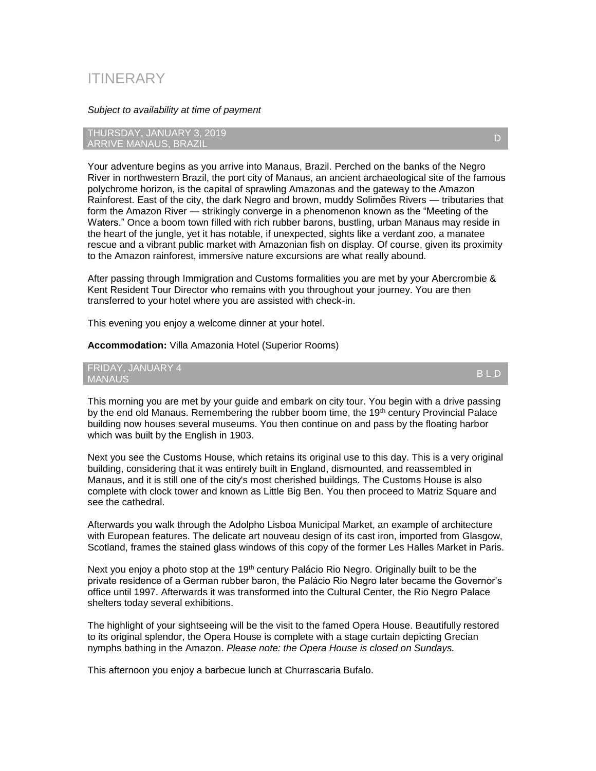# ITINERARY

*Subject to availability at time of payment*

## THURSDAY, JANUARY 3, 2019 — ARRIVE MANAUS, BRAZIL — D

Your adventure begins as you arrive into Manaus, Brazil. Perched on the banks of the Negro River in northwestern Brazil, the port city of Manaus, an ancient archaeological site of the famous polychrome horizon, is the capital of sprawling Amazonas and the gateway to the Amazon Rainforest. East of the city, the dark Negro and brown, muddy Solimões Rivers — tributaries that form the Amazon River — strikingly converge in a phenomenon known as the "Meeting of the Waters." Once a boom town filled with rich rubber barons, bustling, urban Manaus may reside in the heart of the jungle, yet it has notable, if unexpected, sights like a verdant zoo, a manatee rescue and a vibrant public market with Amazonian fish on display. Of course, given its proximity to the Amazon rainforest, immersive nature excursions are what really abound.

After passing through Immigration and Customs formalities you are met by your Abercrombie & Kent Resident Tour Director who remains with you throughout your journey. You are then transferred to your hotel where you are assisted with check-in.

This evening you enjoy a welcome dinner at your hotel.

**Accommodation:** Villa Amazonia Hotel (Superior Rooms)

## FRIDAY, JANUARY 4 — MANAUS — B L D

This morning you are met by your guide and embark on city tour. You begin with a drive passing by the end old Manaus. Remembering the rubber boom time, the 19th century Provincial Palace building now houses several museums. You then continue on and pass by the floating harbor which was built by the English in 1903.

Next you see the Customs House, which retains its original use to this day. This is a very original building, considering that it was entirely built in England, dismounted, and reassembled in Manaus, and it is still one of the city's most cherished buildings. The Customs House is also complete with clock tower and known as Little Big Ben. You then proceed to Matriz Square and see the cathedral.

Afterwards you walk through the Adolpho Lisboa Municipal Market, an example of architecture with European features. The delicate art nouveau design of its cast iron, imported from Glasgow, Scotland, frames the stained glass windows of this copy of the former Les Halles Market in Paris.

Next you enjoy a photo stop at the 19th century Palácio Rio Negro. Originally built to be the private residence of a German rubber baron, the Palácio Rio Negro later became the Governor's office until 1997. Afterwards it was transformed into the Cultural Center, the Rio Negro Palace shelters today several exhibitions.

The highlight of your sightseeing will be the visit to the famed Opera House. Beautifully restored to its original splendor, the Opera House is complete with a stage curtain depicting Grecian nymphs bathing in the Amazon. *Please note: the Opera House is closed on Sundays.*

This afternoon you enjoy a barbecue lunch at Churrascaria Bufalo.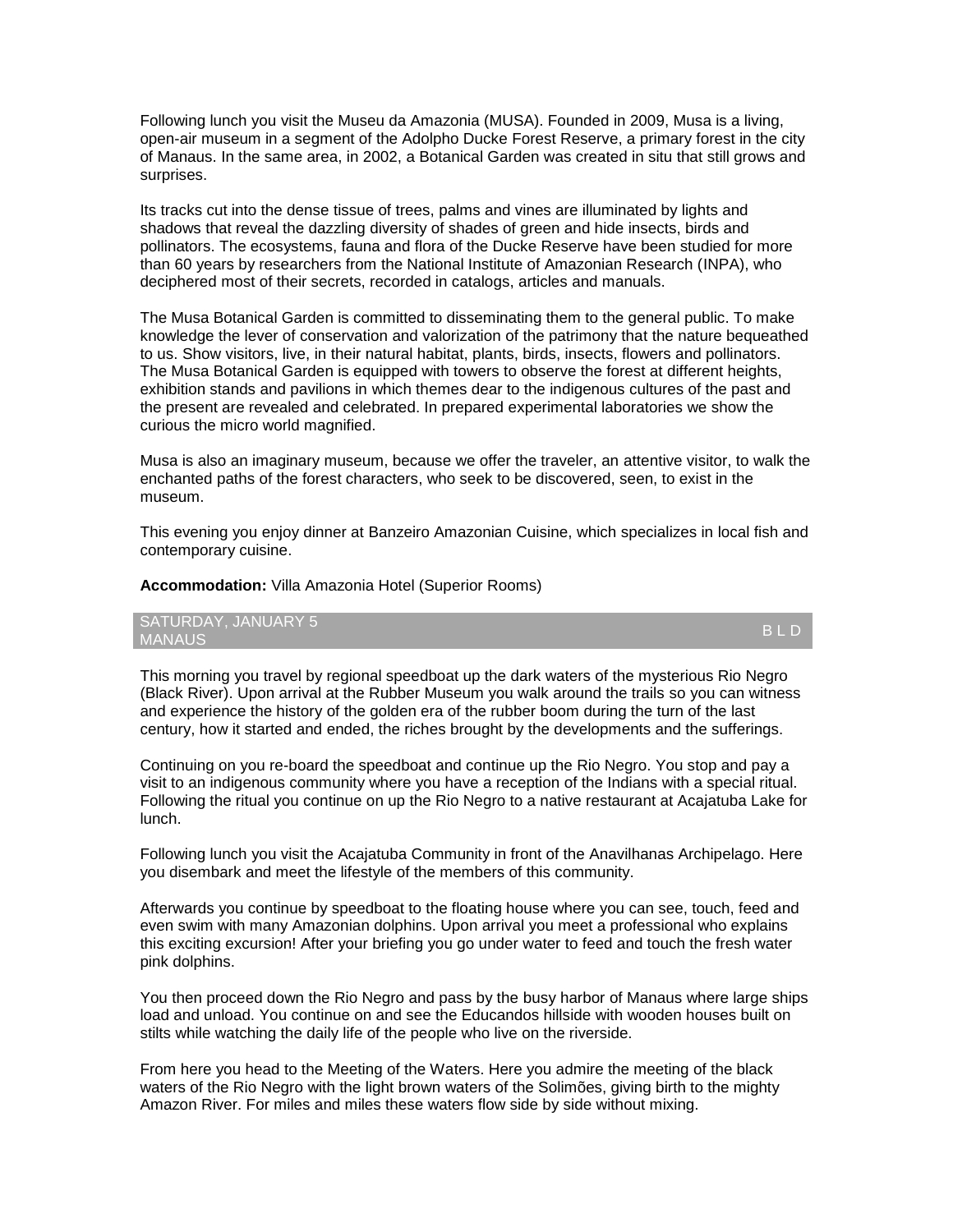Following lunch you visit the Museu da Amazonia (MUSA). Founded in 2009, Musa is a living, open-air museum in a segment of the Adolpho Ducke Forest Reserve, a primary forest in the city of Manaus. In the same area, in 2002, a Botanical Garden was created in situ that still grows and surprises.

Its tracks cut into the dense tissue of trees, palms and vines are illuminated by lights and shadows that reveal the dazzling diversity of shades of green and hide insects, birds and pollinators. The ecosystems, fauna and flora of the Ducke Reserve have been studied for more than 60 years by researchers from the National Institute of Amazonian Research (INPA), who deciphered most of their secrets, recorded in catalogs, articles and manuals.

The Musa Botanical Garden is committed to disseminating them to the general public. To make knowledge the lever of conservation and valorization of the patrimony that the nature bequeathed to us. Show visitors, live, in their natural habitat, plants, birds, insects, flowers and pollinators. The Musa Botanical Garden is equipped with towers to observe the forest at different heights, exhibition stands and pavilions in which themes dear to the indigenous cultures of the past and the present are revealed and celebrated. In prepared experimental laboratories we show the curious the micro world magnified.

Musa is also an imaginary museum, because we offer the traveler, an attentive visitor, to walk the enchanted paths of the forest characters, who seek to be discovered, seen, to exist in the museum.

This evening you enjoy dinner at Banzeiro Amazonian Cuisine, which specializes in local fish and contemporary cuisine.

**Accommodation:** Villa Amazonia Hotel (Superior Rooms)

## SATURDAY, JANUARY 5 — MANAUS — B L D

This morning you travel by regional speedboat up the dark waters of the mysterious Rio Negro (Black River). Upon arrival at the Rubber Museum you walk around the trails so you can witness and experience the history of the golden era of the rubber boom during the turn of the last century, how it started and ended, the riches brought by the developments and the sufferings.

Continuing on you re-board the speedboat and continue up the Rio Negro. You stop and pay a visit to an indigenous community where you have a reception of the Indians with a special ritual. Following the ritual you continue on up the Rio Negro to a native restaurant at Acajatuba Lake for lunch.

Following lunch you visit the Acajatuba Community in front of the Anavilhanas Archipelago. Here you disembark and meet the lifestyle of the members of this community.

Afterwards you continue by speedboat to the floating house where you can see, touch, feed and even swim with many Amazonian dolphins. Upon arrival you meet a professional who explains this exciting excursion! After your briefing you go under water to feed and touch the fresh water pink dolphins.

You then proceed down the Rio Negro and pass by the busy harbor of Manaus where large ships load and unload. You continue on and see the Educandos hillside with wooden houses built on stilts while watching the daily life of the people who live on the riverside.

From here you head to the Meeting of the Waters. Here you admire the meeting of the black waters of the Rio Negro with the light brown waters of the Solimões, giving birth to the mighty Amazon River. For miles and miles these waters flow side by side without mixing.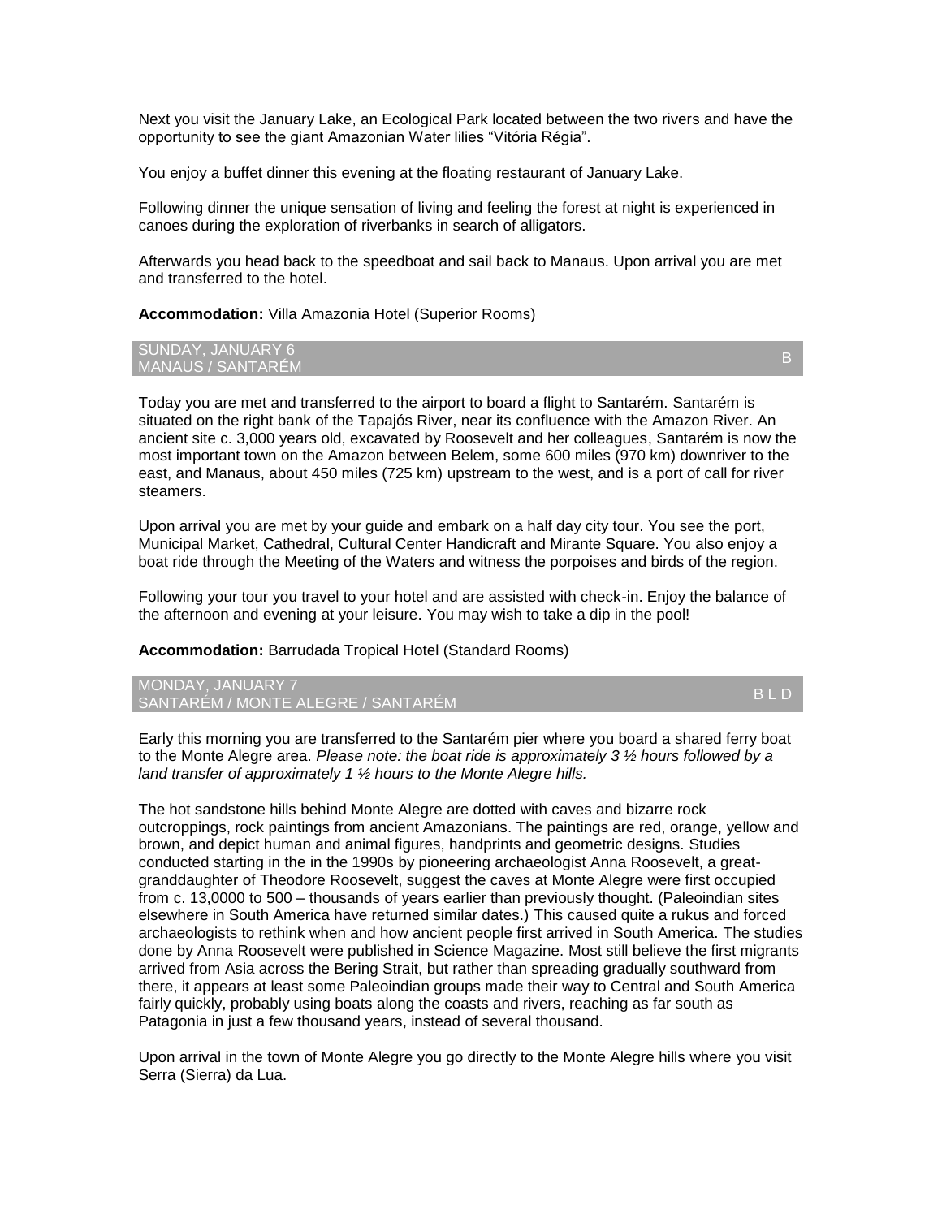Next you visit the January Lake, an Ecological Park located between the two rivers and have the opportunity to see the giant Amazonian Water lilies "Vitória Régia".

You enjoy a buffet dinner this evening at the floating restaurant of January Lake.

Following dinner the unique sensation of living and feeling the forest at night is experienced in canoes during the exploration of riverbanks in search of alligators.

Afterwards you head back to the speedboat and sail back to Manaus. Upon arrival you are met and transferred to the hotel.

**Accommodation:** Villa Amazonia Hotel (Superior Rooms)

## SUNDAY, JANUARY 6 MANAUS / SANTARÉM — B

Today you are met and transferred to the airport to board a flight to Santarém. Santarém is situated on the right bank of the Tapajós River, near its confluence with the Amazon River. An ancient site c. 3,000 years old, excavated by Roosevelt and her colleagues, Santarém is now the most important town on the Amazon between Belem, some 600 miles (970 km) downriver to the east, and Manaus, about 450 miles (725 km) upstream to the west, and is a port of call for river steamers.

Upon arrival you are met by your guide and embark on a half day city tour. You see the port, Municipal Market, Cathedral, Cultural Center Handicraft and Mirante Square. You also enjoy a boat ride through the Meeting of the Waters and witness the porpoises and birds of the region.

Following your tour you travel to your hotel and are assisted with check-in. Enjoy the balance of the afternoon and evening at your leisure. You may wish to take a dip in the pool!

**Accommodation:** Barrudada Tropical Hotel (Standard Rooms)

## MONDAY, JANUARY 7 SANTARÉM / MONTE ALEGRE / SANTARÉM — B L D

Early this morning you are transferred to the Santarém pier where you board a shared ferry boat to the Monte Alegre area. *Please note: the boat ride is approximately 3 ½ hours followed by a land transfer of approximately 1 ½ hours to the Monte Alegre hills.*

The hot sandstone hills behind Monte Alegre are dotted with caves and bizarre rock outcroppings, rock paintings from ancient Amazonians. The paintings are red, orange, yellow and brown, and depict human and animal figures, handprints and geometric designs. Studies conducted starting in the in the 1990s by pioneering archaeologist Anna Roosevelt, a great-granddaughter of Theodore Roosevelt, suggest the caves at Monte Alegre were first occupied from c. 13,0000 to 500 – thousands of years earlier than previously thought. (Paleoindian sites elsewhere in South America have returned similar dates.) This caused quite a rukus and forced archaeologists to rethink when and how ancient people first arrived in South America. The studies done by Anna Roosevelt were published in Science Magazine. Most still believe the first migrants arrived from Asia across the Bering Strait, but rather than spreading gradually southward from there, it appears at least some Paleoindian groups made their way to Central and South America fairly quickly, probably using boats along the coasts and rivers, reaching as far south as Patagonia in just a few thousand years, instead of several thousand.

Upon arrival in the town of Monte Alegre you go directly to the Monte Alegre hills where you visit Serra (Sierra) da Lua.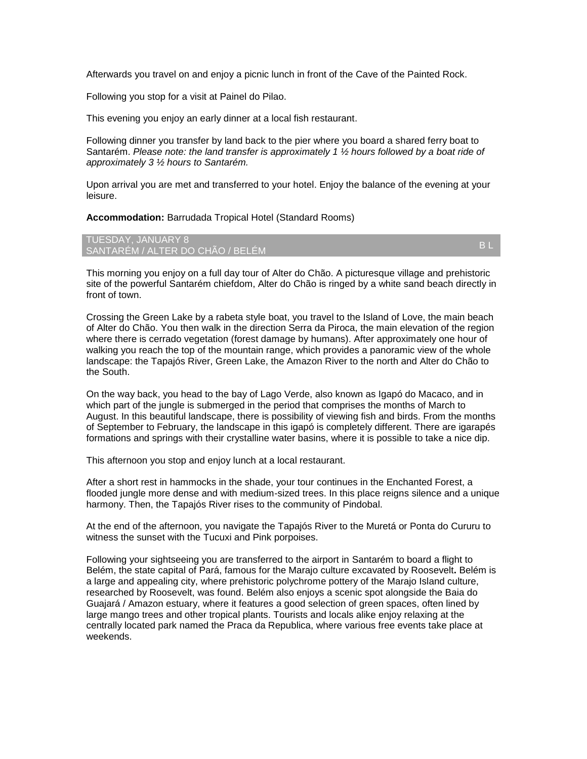Afterwards you travel on and enjoy a picnic lunch in front of the Cave of the Painted Rock.

Following you stop for a visit at Painel do Pilao.

This evening you enjoy an early dinner at a local fish restaurant.

Following dinner you transfer by land back to the pier where you board a shared ferry boat to Santarém. *Please note: the land transfer is approximately 1 ½ hours followed by a boat ride of approximately 3 ½ hours to Santarém.*

Upon arrival you are met and transferred to your hotel. Enjoy the balance of the evening at your leisure.

**Accommodation:** Barrudada Tropical Hotel (Standard Rooms)

## TUESDAY, JANUARY 8 — SANTARÉM / ALTER DO CHÃO / BELÉM — B L

This morning you enjoy on a full day tour of Alter do Chão. A picturesque village and prehistoric site of the powerful Santarém chiefdom, Alter do Chão is ringed by a white sand beach directly in front of town.

Crossing the Green Lake by a rabeta style boat, you travel to the Island of Love, the main beach of Alter do Chão. You then walk in the direction Serra da Piroca, the main elevation of the region where there is cerrado vegetation (forest damage by humans). After approximately one hour of walking you reach the top of the mountain range, which provides a panoramic view of the whole landscape: the Tapajós River, Green Lake, the Amazon River to the north and Alter do Chão to the South.

On the way back, you head to the bay of Lago Verde, also known as Igapó do Macaco, and in which part of the jungle is submerged in the period that comprises the months of March to August. In this beautiful landscape, there is possibility of viewing fish and birds. From the months of September to February, the landscape in this igapó is completely different. There are igarapés formations and springs with their crystalline water basins, where it is possible to take a nice dip.

This afternoon you stop and enjoy lunch at a local restaurant.

After a short rest in hammocks in the shade, your tour continues in the Enchanted Forest, a flooded jungle more dense and with medium-sized trees. In this place reigns silence and a unique harmony. Then, the Tapajós River rises to the community of Pindobal.

At the end of the afternoon, you navigate the Tapajós River to the Muretá or Ponta do Cururu to witness the sunset with the Tucuxi and Pink porpoises.

Following your sightseeing you are transferred to the airport in Santarém to board a flight to Belém, the state capital of Pará, famous for the Marajo culture excavated by Roosevelt**.** Belém is a large and appealing city, where prehistoric polychrome pottery of the Marajo Island culture, researched by Roosevelt, was found. Belém also enjoys a scenic spot alongside the Baia do Guajará / Amazon estuary, where it features a good selection of green spaces, often lined by large mango trees and other tropical plants. Tourists and locals alike enjoy relaxing at the centrally located park named the Praca da Republica, where various free events take place at weekends.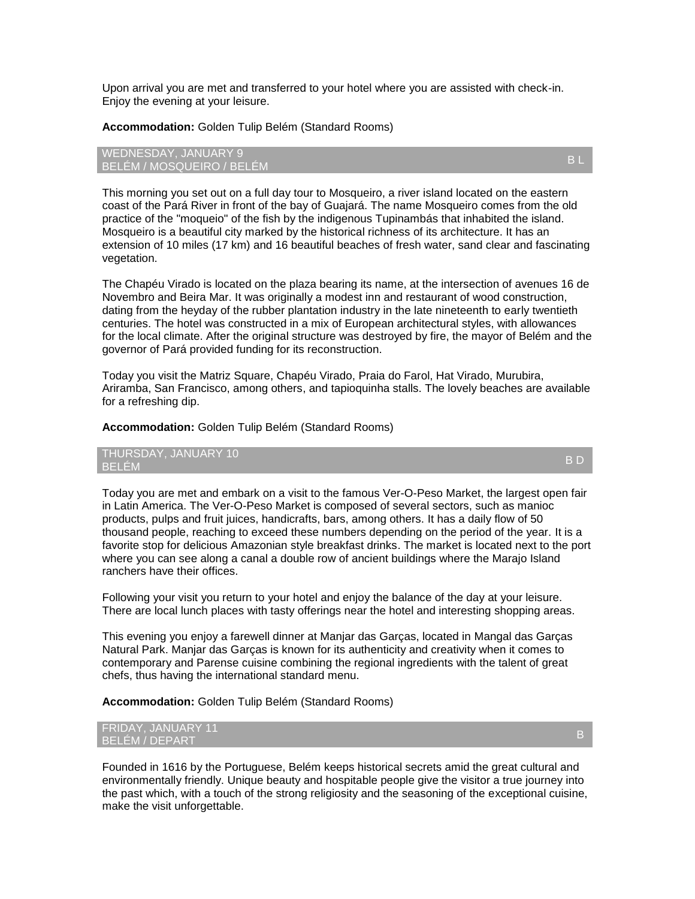Upon arrival you are met and transferred to your hotel where you are assisted with check-in. Enjoy the evening at your leisure.

**Accommodation:** Golden Tulip Belém (Standard Rooms)

### WEDNESDAY, JANUARY 9 — BELÉM / MOSQUEIRO / BELÉM — B L

This morning you set out on a full day tour to Mosqueiro, a river island located on the eastern coast of the Pará River in front of the bay of Guajará. The name Mosqueiro comes from the old practice of the "moqueio" of the fish by the indigenous Tupinambás that inhabited the island. Mosqueiro is a beautiful city marked by the historical richness of its architecture. It has an extension of 10 miles (17 km) and 16 beautiful beaches of fresh water, sand clear and fascinating vegetation.

The Chapéu Virado is located on the plaza bearing its name, at the intersection of avenues 16 de Novembro and Beira Mar. It was originally a modest inn and restaurant of wood construction, dating from the heyday of the rubber plantation industry in the late nineteenth to early twentieth centuries. The hotel was constructed in a mix of European architectural styles, with allowances for the local climate. After the original structure was destroyed by fire, the mayor of Belém and the governor of Pará provided funding for its reconstruction.

Today you visit the Matriz Square, Chapéu Virado, Praia do Farol, Hat Virado, Murubira, Ariramba, San Francisco, among others, and tapioquinha stalls. The lovely beaches are available for a refreshing dip.

**Accommodation:** Golden Tulip Belém (Standard Rooms)

### THURSDAY, JANUARY 10 — BELÉM — B D

Today you are met and embark on a visit to the famous Ver-O-Peso Market, the largest open fair in Latin America. The Ver-O-Peso Market is composed of several sectors, such as manioc products, pulps and fruit juices, handicrafts, bars, among others. It has a daily flow of 50 thousand people, reaching to exceed these numbers depending on the period of the year. It is a favorite stop for delicious Amazonian style breakfast drinks. The market is located next to the port where you can see along a canal a double row of ancient buildings where the Marajo Island ranchers have their offices.

Following your visit you return to your hotel and enjoy the balance of the day at your leisure. There are local lunch places with tasty offerings near the hotel and interesting shopping areas.

This evening you enjoy a farewell dinner at Manjar das Garças, located in Mangal das Garças Natural Park. Manjar das Garças is known for its authenticity and creativity when it comes to contemporary and Parense cuisine combining the regional ingredients with the talent of great chefs, thus having the international standard menu.

**Accommodation:** Golden Tulip Belém (Standard Rooms)

### FRIDAY, JANUARY 11 — BELÉM / DEPART — B

Founded in 1616 by the Portuguese, Belém keeps historical secrets amid the great cultural and environmentally friendly. Unique beauty and hospitable people give the visitor a true journey into the past which, with a touch of the strong religiosity and the seasoning of the exceptional cuisine, make the visit unforgettable.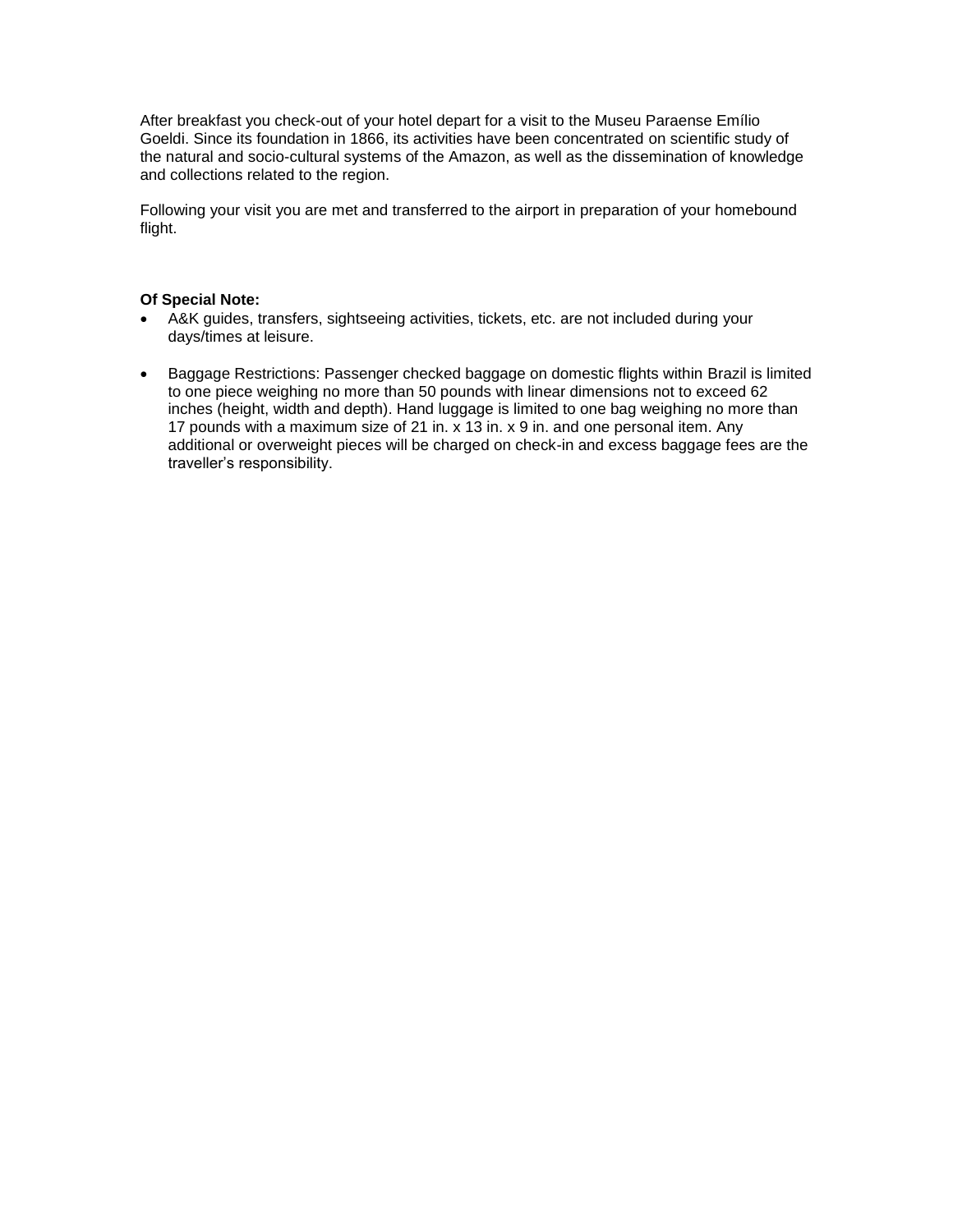After breakfast you check-out of your hotel depart for a visit to the Museu Paraense Emílio Goeldi. Since its foundation in 1866, its activities have been concentrated on scientific study of the natural and socio-cultural systems of the Amazon, as well as the dissemination of knowledge and collections related to the region.

Following your visit you are met and transferred to the airport in preparation of your homebound flight.

**Of Special Note:**

- A&K guides, transfers, sightseeing activities, tickets, etc. are not included during your days/times at leisure.
- Baggage Restrictions: Passenger checked baggage on domestic flights within Brazil is limited to one piece weighing no more than 50 pounds with linear dimensions not to exceed 62 inches (height, width and depth). Hand luggage is limited to one bag weighing no more than 17 pounds with a maximum size of 21 in. x 13 in. x 9 in. and one personal item. Any additional or overweight pieces will be charged on check-in and excess baggage fees are the traveller's responsibility.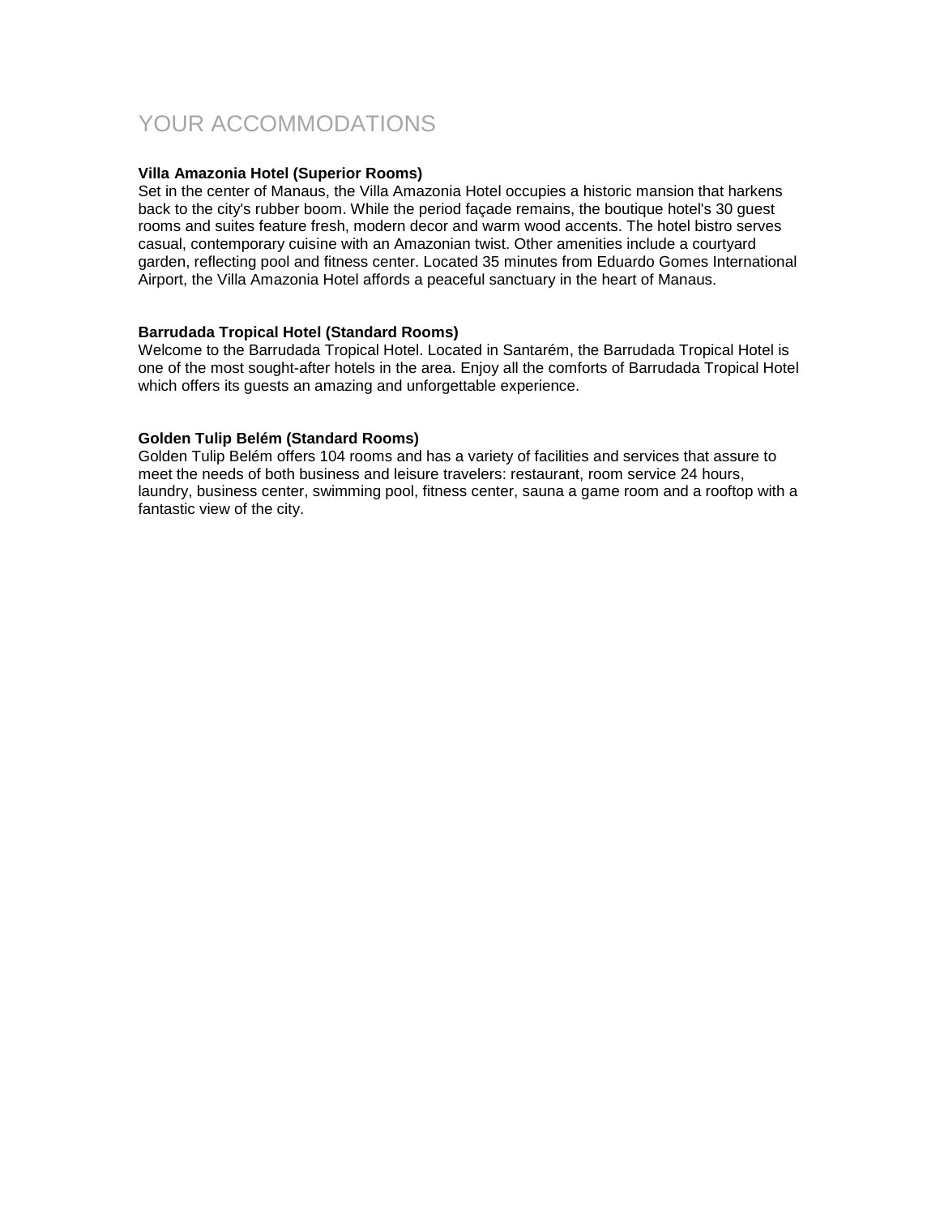# YOUR ACCOMMODATIONS

**Villa Amazonia Hotel (Superior Rooms)**
Set in the center of Manaus, the Villa Amazonia Hotel occupies a historic mansion that harkens back to the city's rubber boom. While the period façade remains, the boutique hotel's 30 guest rooms and suites feature fresh, modern decor and warm wood accents. The hotel bistro serves casual, contemporary cuisine with an Amazonian twist. Other amenities include a courtyard garden, reflecting pool and fitness center. Located 35 minutes from Eduardo Gomes International Airport, the Villa Amazonia Hotel affords a peaceful sanctuary in the heart of Manaus.

**Barrudada Tropical Hotel (Standard Rooms)**
Welcome to the Barrudada Tropical Hotel. Located in Santarém, the Barrudada Tropical Hotel is one of the most sought-after hotels in the area. Enjoy all the comforts of Barrudada Tropical Hotel which offers its guests an amazing and unforgettable experience.

**Golden Tulip Belém (Standard Rooms)**
Golden Tulip Belém offers 104 rooms and has a variety of facilities and services that assure to meet the needs of both business and leisure travelers: restaurant, room service 24 hours, laundry, business center, swimming pool, fitness center, sauna a game room and a rooftop with a fantastic view of the city.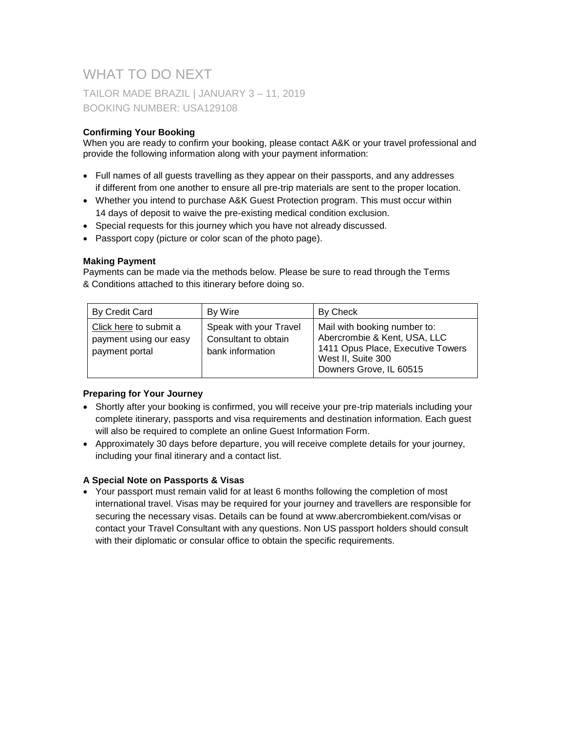# WHAT TO DO NEXT

## TAILOR MADE BRAZIL | JANUARY 3 – 11, 2019

## BOOKING NUMBER: USA129108

**Confirming Your Booking**

When you are ready to confirm your booking, please contact A&K or your travel professional and provide the following information along with your payment information:

- Full names of all guests travelling as they appear on their passports, and any addresses if different from one another to ensure all pre-trip materials are sent to the proper location.
- Whether you intend to purchase A&K Guest Protection program. This must occur within 14 days of deposit to waive the pre-existing medical condition exclusion.
- Special requests for this journey which you have not already discussed.
- Passport copy (picture or color scan of the photo page).

**Making Payment**

Payments can be made via the methods below. Please be sure to read through the Terms & Conditions attached to this itinerary before doing so.

| By Credit Card | By Wire | By Check |
|---|---|---|
| Click here to submit a payment using our easy payment portal | Speak with your Travel Consultant to obtain bank information | Mail with booking number to: Abercrombie & Kent, USA, LLC 1411 Opus Place, Executive Towers West II, Suite 300 Downers Grove, IL 60515 |

**Preparing for Your Journey**

- Shortly after your booking is confirmed, you will receive your pre-trip materials including your complete itinerary, passports and visa requirements and destination information. Each guest will also be required to complete an online Guest Information Form.
- Approximately 30 days before departure, you will receive complete details for your journey, including your final itinerary and a contact list.

**A Special Note on Passports & Visas**

- Your passport must remain valid for at least 6 months following the completion of most international travel. Visas may be required for your journey and travellers are responsible for securing the necessary visas. Details can be found at www.abercrombiekent.com/visas or contact your Travel Consultant with any questions. Non US passport holders should consult with their diplomatic or consular office to obtain the specific requirements.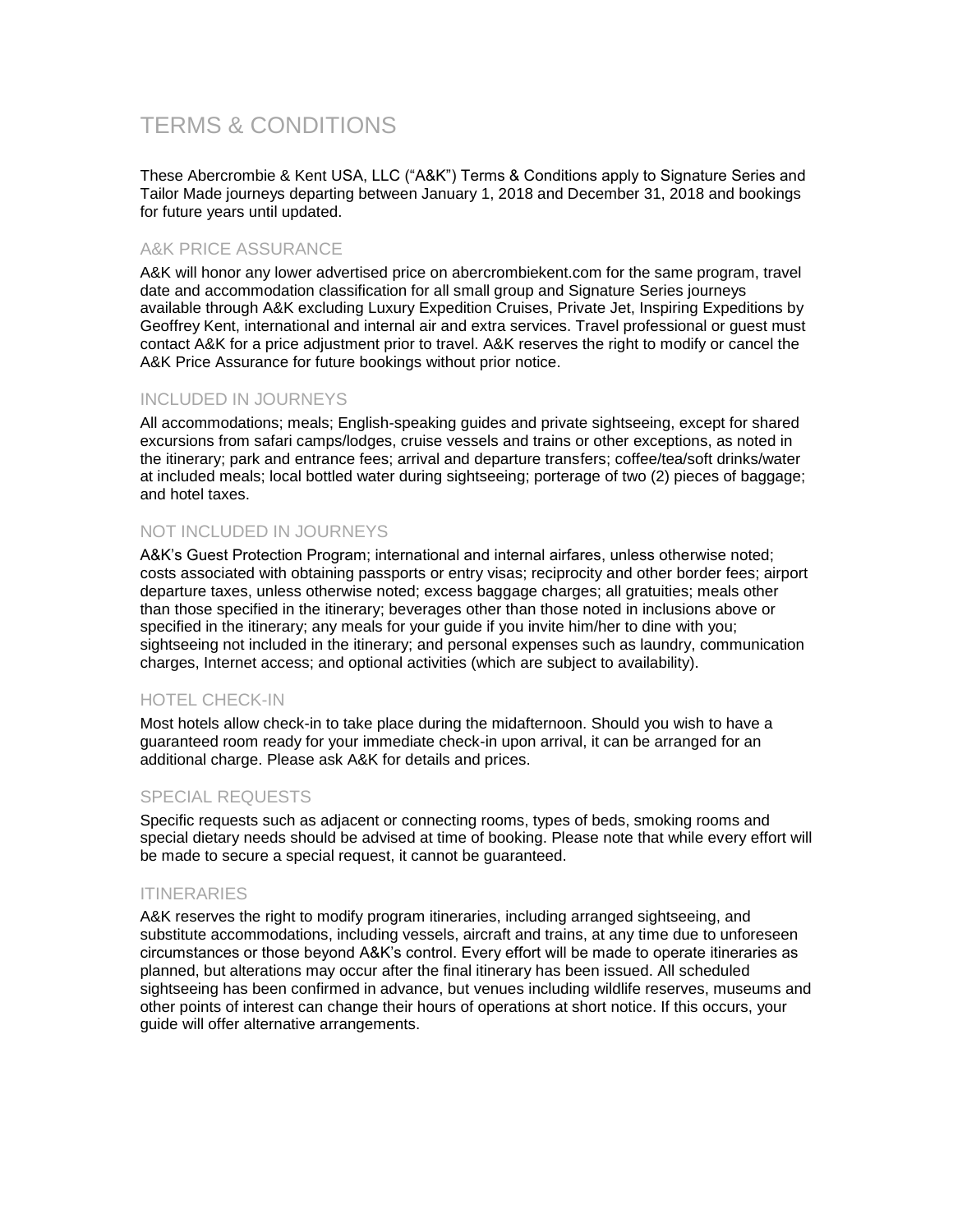# TERMS & CONDITIONS

These Abercrombie & Kent USA, LLC ("A&K") Terms & Conditions apply to Signature Series and Tailor Made journeys departing between January 1, 2018 and December 31, 2018 and bookings for future years until updated.

## A&K PRICE ASSURANCE

A&K will honor any lower advertised price on abercrombiekent.com for the same program, travel date and accommodation classification for all small group and Signature Series journeys available through A&K excluding Luxury Expedition Cruises, Private Jet, Inspiring Expeditions by Geoffrey Kent, international and internal air and extra services. Travel professional or guest must contact A&K for a price adjustment prior to travel. A&K reserves the right to modify or cancel the A&K Price Assurance for future bookings without prior notice.

## INCLUDED IN JOURNEYS

All accommodations; meals; English-speaking guides and private sightseeing, except for shared excursions from safari camps/lodges, cruise vessels and trains or other exceptions, as noted in the itinerary; park and entrance fees; arrival and departure transfers; coffee/tea/soft drinks/water at included meals; local bottled water during sightseeing; porterage of two (2) pieces of baggage; and hotel taxes.

## NOT INCLUDED IN JOURNEYS

A&K's Guest Protection Program; international and internal airfares, unless otherwise noted; costs associated with obtaining passports or entry visas; reciprocity and other border fees; airport departure taxes, unless otherwise noted; excess baggage charges; all gratuities; meals other than those specified in the itinerary; beverages other than those noted in inclusions above or specified in the itinerary; any meals for your guide if you invite him/her to dine with you; sightseeing not included in the itinerary; and personal expenses such as laundry, communication charges, Internet access; and optional activities (which are subject to availability).

## HOTEL CHECK-IN

Most hotels allow check-in to take place during the midafternoon. Should you wish to have a guaranteed room ready for your immediate check-in upon arrival, it can be arranged for an additional charge. Please ask A&K for details and prices.

## SPECIAL REQUESTS

Specific requests such as adjacent or connecting rooms, types of beds, smoking rooms and special dietary needs should be advised at time of booking. Please note that while every effort will be made to secure a special request, it cannot be guaranteed.

## ITINERARIES

A&K reserves the right to modify program itineraries, including arranged sightseeing, and substitute accommodations, including vessels, aircraft and trains, at any time due to unforeseen circumstances or those beyond A&K's control. Every effort will be made to operate itineraries as planned, but alterations may occur after the final itinerary has been issued. All scheduled sightseeing has been confirmed in advance, but venues including wildlife reserves, museums and other points of interest can change their hours of operations at short notice. If this occurs, your guide will offer alternative arrangements.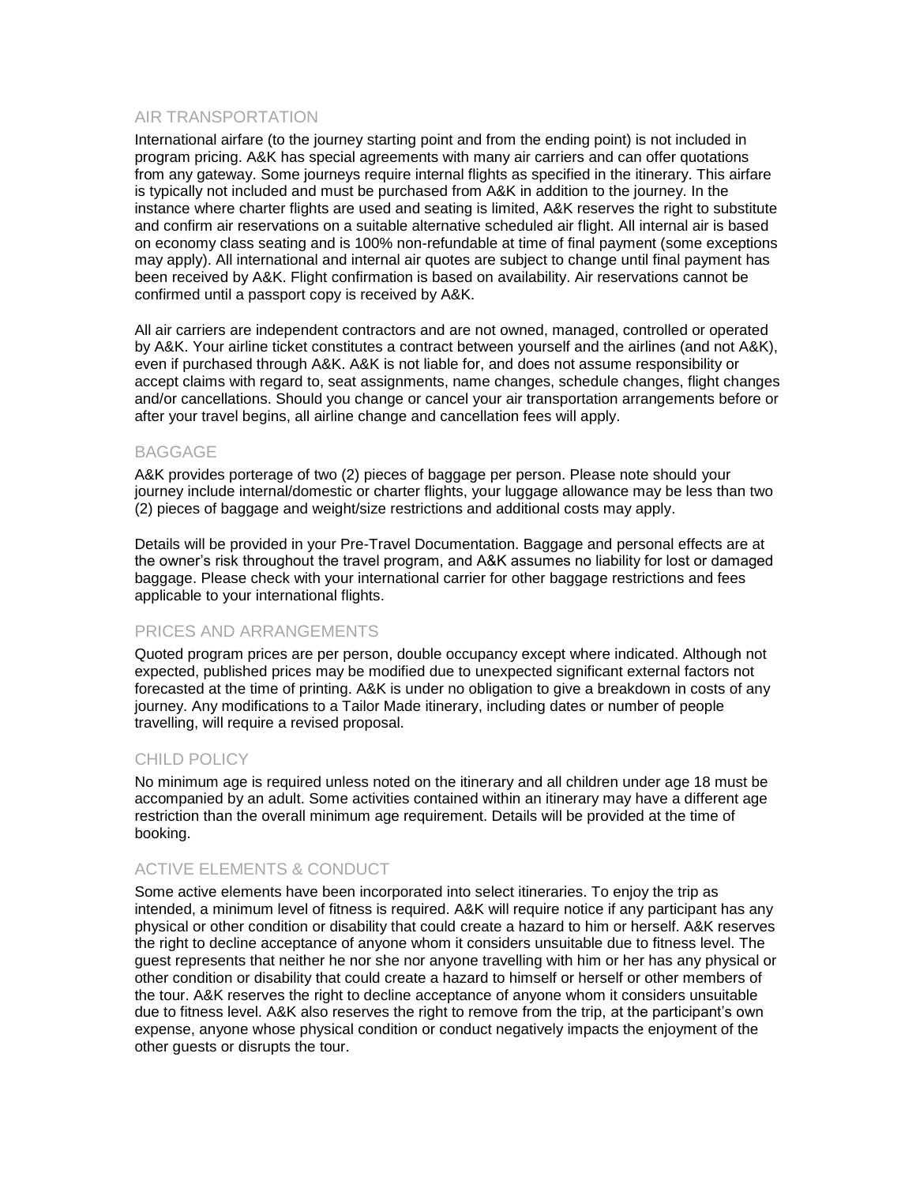## AIR TRANSPORTATION

International airfare (to the journey starting point and from the ending point) is not included in program pricing. A&K has special agreements with many air carriers and can offer quotations from any gateway. Some journeys require internal flights as specified in the itinerary. This airfare is typically not included and must be purchased from A&K in addition to the journey. In the instance where charter flights are used and seating is limited, A&K reserves the right to substitute and confirm air reservations on a suitable alternative scheduled air flight. All internal air is based on economy class seating and is 100% non-refundable at time of final payment (some exceptions may apply). All international and internal air quotes are subject to change until final payment has been received by A&K. Flight confirmation is based on availability. Air reservations cannot be confirmed until a passport copy is received by A&K.

All air carriers are independent contractors and are not owned, managed, controlled or operated by A&K. Your airline ticket constitutes a contract between yourself and the airlines (and not A&K), even if purchased through A&K. A&K is not liable for, and does not assume responsibility or accept claims with regard to, seat assignments, name changes, schedule changes, flight changes and/or cancellations. Should you change or cancel your air transportation arrangements before or after your travel begins, all airline change and cancellation fees will apply.

## BAGGAGE

A&K provides porterage of two (2) pieces of baggage per person. Please note should your journey include internal/domestic or charter flights, your luggage allowance may be less than two (2) pieces of baggage and weight/size restrictions and additional costs may apply.

Details will be provided in your Pre-Travel Documentation. Baggage and personal effects are at the owner's risk throughout the travel program, and A&K assumes no liability for lost or damaged baggage. Please check with your international carrier for other baggage restrictions and fees applicable to your international flights.

## PRICES AND ARRANGEMENTS

Quoted program prices are per person, double occupancy except where indicated. Although not expected, published prices may be modified due to unexpected significant external factors not forecasted at the time of printing. A&K is under no obligation to give a breakdown in costs of any journey. Any modifications to a Tailor Made itinerary, including dates or number of people travelling, will require a revised proposal.

## CHILD POLICY

No minimum age is required unless noted on the itinerary and all children under age 18 must be accompanied by an adult. Some activities contained within an itinerary may have a different age restriction than the overall minimum age requirement. Details will be provided at the time of booking.

## ACTIVE ELEMENTS & CONDUCT

Some active elements have been incorporated into select itineraries. To enjoy the trip as intended, a minimum level of fitness is required. A&K will require notice if any participant has any physical or other condition or disability that could create a hazard to him or herself. A&K reserves the right to decline acceptance of anyone whom it considers unsuitable due to fitness level. The guest represents that neither he nor she nor anyone travelling with him or her has any physical or other condition or disability that could create a hazard to himself or herself or other members of the tour. A&K reserves the right to decline acceptance of anyone whom it considers unsuitable due to fitness level. A&K also reserves the right to remove from the trip, at the participant's own expense, anyone whose physical condition or conduct negatively impacts the enjoyment of the other guests or disrupts the tour.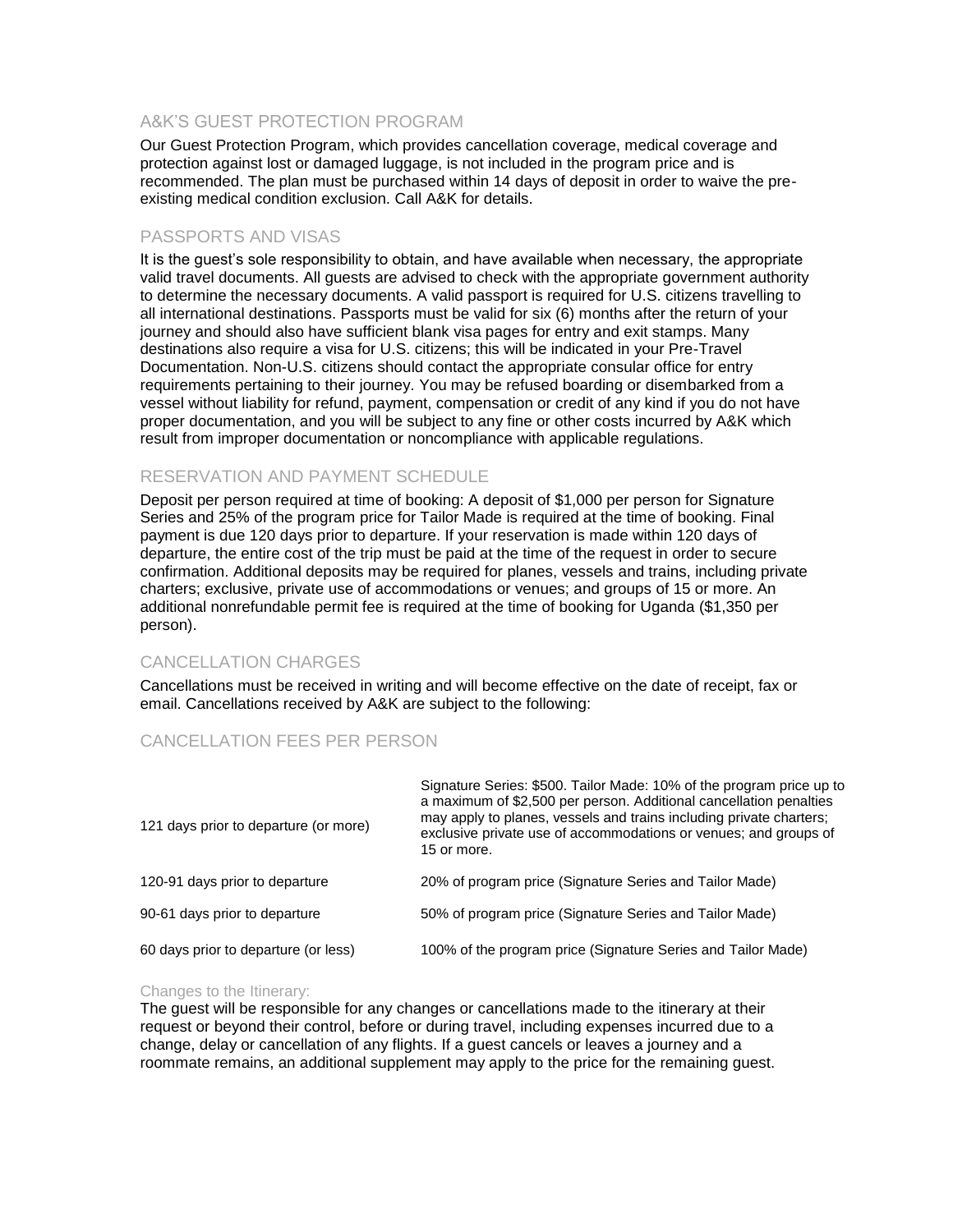## A&K'S GUEST PROTECTION PROGRAM

Our Guest Protection Program, which provides cancellation coverage, medical coverage and protection against lost or damaged luggage, is not included in the program price and is recommended. The plan must be purchased within 14 days of deposit in order to waive the pre-existing medical condition exclusion. Call A&K for details.

## PASSPORTS AND VISAS

It is the guest's sole responsibility to obtain, and have available when necessary, the appropriate valid travel documents. All guests are advised to check with the appropriate government authority to determine the necessary documents. A valid passport is required for U.S. citizens travelling to all international destinations. Passports must be valid for six (6) months after the return of your journey and should also have sufficient blank visa pages for entry and exit stamps. Many destinations also require a visa for U.S. citizens; this will be indicated in your Pre-Travel Documentation. Non-U.S. citizens should contact the appropriate consular office for entry requirements pertaining to their journey. You may be refused boarding or disembarked from a vessel without liability for refund, payment, compensation or credit of any kind if you do not have proper documentation, and you will be subject to any fine or other costs incurred by A&K which result from improper documentation or noncompliance with applicable regulations.

## RESERVATION AND PAYMENT SCHEDULE

Deposit per person required at time of booking: A deposit of $1,000 per person for Signature Series and 25% of the program price for Tailor Made is required at the time of booking. Final payment is due 120 days prior to departure. If your reservation is made within 120 days of departure, the entire cost of the trip must be paid at the time of the request in order to secure confirmation. Additional deposits may be required for planes, vessels and trains, including private charters; exclusive, private use of accommodations or venues; and groups of 15 or more. An additional nonrefundable permit fee is required at the time of booking for Uganda ($1,350 per person).

## CANCELLATION CHARGES

Cancellations must be received in writing and will become effective on the date of receipt, fax or email. Cancellations received by A&K are subject to the following:

## CANCELLATION FEES PER PERSON

| | |
|---|---|
| 121 days prior to departure (or more) | Signature Series: $500. Tailor Made: 10% of the program price up to a maximum of $2,500 per person. Additional cancellation penalties may apply to planes, vessels and trains including private charters; exclusive private use of accommodations or venues; and groups of 15 or more. |
| 120-91 days prior to departure | 20% of program price (Signature Series and Tailor Made) |
| 90-61 days prior to departure | 50% of program price (Signature Series and Tailor Made) |
| 60 days prior to departure (or less) | 100% of the program price (Signature Series and Tailor Made) |

### Changes to the Itinerary:

The guest will be responsible for any changes or cancellations made to the itinerary at their request or beyond their control, before or during travel, including expenses incurred due to a change, delay or cancellation of any flights. If a guest cancels or leaves a journey and a roommate remains, an additional supplement may apply to the price for the remaining guest.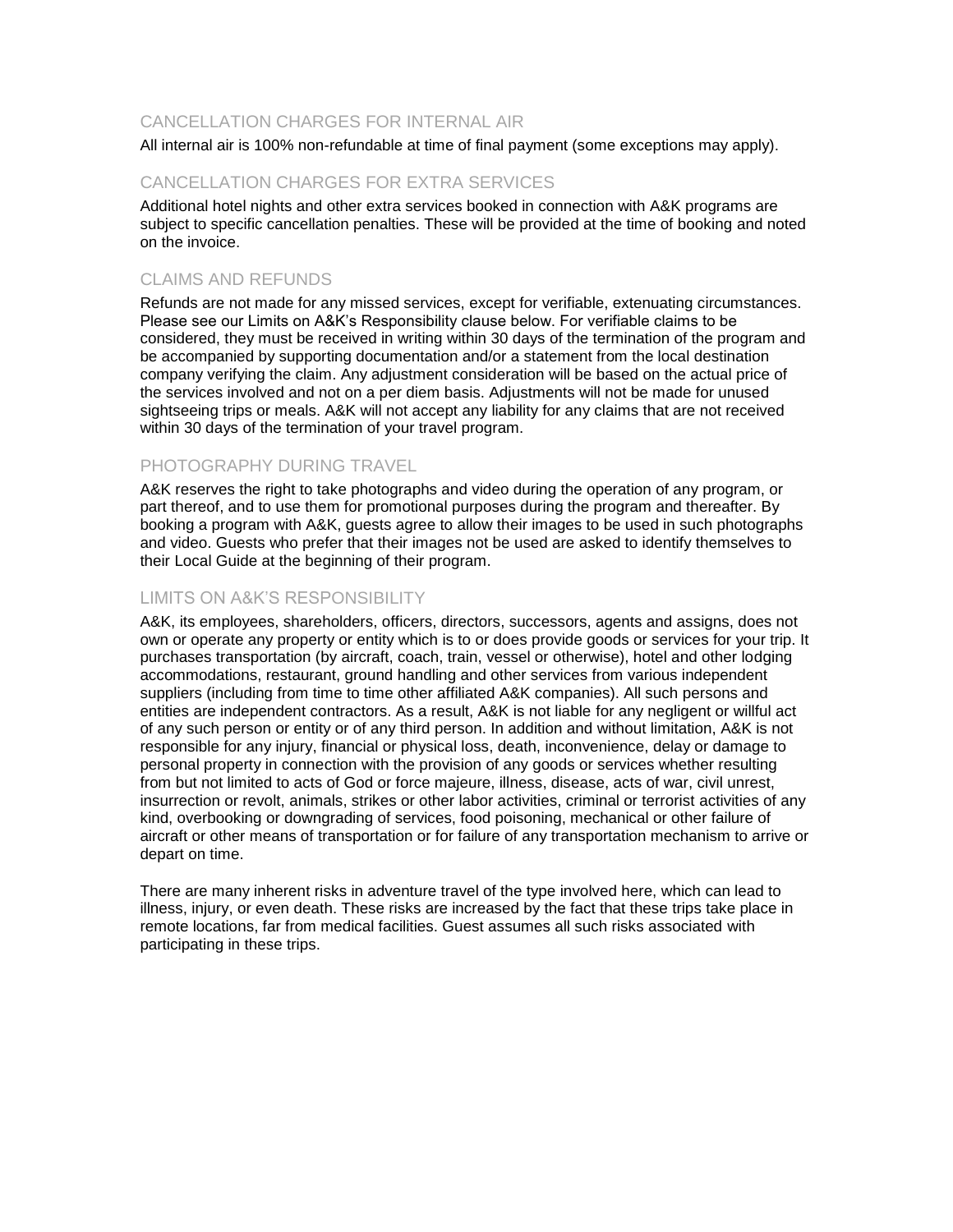## CANCELLATION CHARGES FOR INTERNAL AIR

All internal air is 100% non-refundable at time of final payment (some exceptions may apply).

## CANCELLATION CHARGES FOR EXTRA SERVICES

Additional hotel nights and other extra services booked in connection with A&K programs are subject to specific cancellation penalties. These will be provided at the time of booking and noted on the invoice.

## CLAIMS AND REFUNDS

Refunds are not made for any missed services, except for verifiable, extenuating circumstances. Please see our Limits on A&K's Responsibility clause below. For verifiable claims to be considered, they must be received in writing within 30 days of the termination of the program and be accompanied by supporting documentation and/or a statement from the local destination company verifying the claim. Any adjustment consideration will be based on the actual price of the services involved and not on a per diem basis. Adjustments will not be made for unused sightseeing trips or meals. A&K will not accept any liability for any claims that are not received within 30 days of the termination of your travel program.

## PHOTOGRAPHY DURING TRAVEL

A&K reserves the right to take photographs and video during the operation of any program, or part thereof, and to use them for promotional purposes during the program and thereafter. By booking a program with A&K, guests agree to allow their images to be used in such photographs and video. Guests who prefer that their images not be used are asked to identify themselves to their Local Guide at the beginning of their program.

## LIMITS ON A&K'S RESPONSIBILITY

A&K, its employees, shareholders, officers, directors, successors, agents and assigns, does not own or operate any property or entity which is to or does provide goods or services for your trip. It purchases transportation (by aircraft, coach, train, vessel or otherwise), hotel and other lodging accommodations, restaurant, ground handling and other services from various independent suppliers (including from time to time other affiliated A&K companies). All such persons and entities are independent contractors. As a result, A&K is not liable for any negligent or willful act of any such person or entity or of any third person. In addition and without limitation, A&K is not responsible for any injury, financial or physical loss, death, inconvenience, delay or damage to personal property in connection with the provision of any goods or services whether resulting from but not limited to acts of God or force majeure, illness, disease, acts of war, civil unrest, insurrection or revolt, animals, strikes or other labor activities, criminal or terrorist activities of any kind, overbooking or downgrading of services, food poisoning, mechanical or other failure of aircraft or other means of transportation or for failure of any transportation mechanism to arrive or depart on time.

There are many inherent risks in adventure travel of the type involved here, which can lead to illness, injury, or even death. These risks are increased by the fact that these trips take place in remote locations, far from medical facilities. Guest assumes all such risks associated with participating in these trips.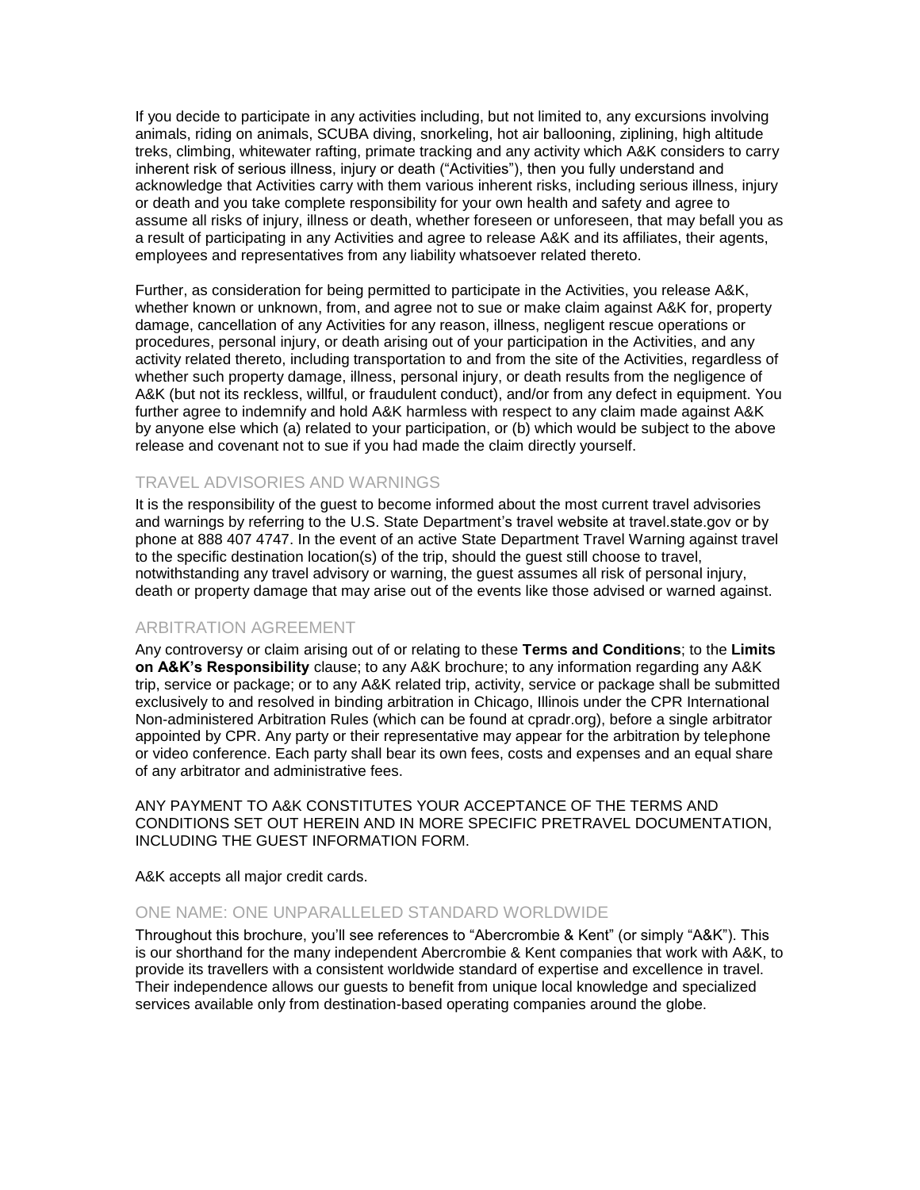If you decide to participate in any activities including, but not limited to, any excursions involving animals, riding on animals, SCUBA diving, snorkeling, hot air ballooning, ziplining, high altitude treks, climbing, whitewater rafting, primate tracking and any activity which A&K considers to carry inherent risk of serious illness, injury or death ("Activities"), then you fully understand and acknowledge that Activities carry with them various inherent risks, including serious illness, injury or death and you take complete responsibility for your own health and safety and agree to assume all risks of injury, illness or death, whether foreseen or unforeseen, that may befall you as a result of participating in any Activities and agree to release A&K and its affiliates, their agents, employees and representatives from any liability whatsoever related thereto.

Further, as consideration for being permitted to participate in the Activities, you release A&K, whether known or unknown, from, and agree not to sue or make claim against A&K for, property damage, cancellation of any Activities for any reason, illness, negligent rescue operations or procedures, personal injury, or death arising out of your participation in the Activities, and any activity related thereto, including transportation to and from the site of the Activities, regardless of whether such property damage, illness, personal injury, or death results from the negligence of A&K (but not its reckless, willful, or fraudulent conduct), and/or from any defect in equipment. You further agree to indemnify and hold A&K harmless with respect to any claim made against A&K by anyone else which (a) related to your participation, or (b) which would be subject to the above release and covenant not to sue if you had made the claim directly yourself.

## TRAVEL ADVISORIES AND WARNINGS

It is the responsibility of the guest to become informed about the most current travel advisories and warnings by referring to the U.S. State Department's travel website at travel.state.gov or by phone at 888 407 4747. In the event of an active State Department Travel Warning against travel to the specific destination location(s) of the trip, should the guest still choose to travel, notwithstanding any travel advisory or warning, the guest assumes all risk of personal injury, death or property damage that may arise out of the events like those advised or warned against.

## ARBITRATION AGREEMENT

Any controversy or claim arising out of or relating to these **Terms and Conditions**; to the **Limits on A&K's Responsibility** clause; to any A&K brochure; to any information regarding any A&K trip, service or package; or to any A&K related trip, activity, service or package shall be submitted exclusively to and resolved in binding arbitration in Chicago, Illinois under the CPR International Non-administered Arbitration Rules (which can be found at cpradr.org), before a single arbitrator appointed by CPR. Any party or their representative may appear for the arbitration by telephone or video conference. Each party shall bear its own fees, costs and expenses and an equal share of any arbitrator and administrative fees.

ANY PAYMENT TO A&K CONSTITUTES YOUR ACCEPTANCE OF THE TERMS AND CONDITIONS SET OUT HEREIN AND IN MORE SPECIFIC PRETRAVEL DOCUMENTATION, INCLUDING THE GUEST INFORMATION FORM.

A&K accepts all major credit cards.

## ONE NAME: ONE UNPARALLELED STANDARD WORLDWIDE

Throughout this brochure, you'll see references to "Abercrombie & Kent" (or simply "A&K"). This is our shorthand for the many independent Abercrombie & Kent companies that work with A&K, to provide its travellers with a consistent worldwide standard of expertise and excellence in travel. Their independence allows our guests to benefit from unique local knowledge and specialized services available only from destination-based operating companies around the globe.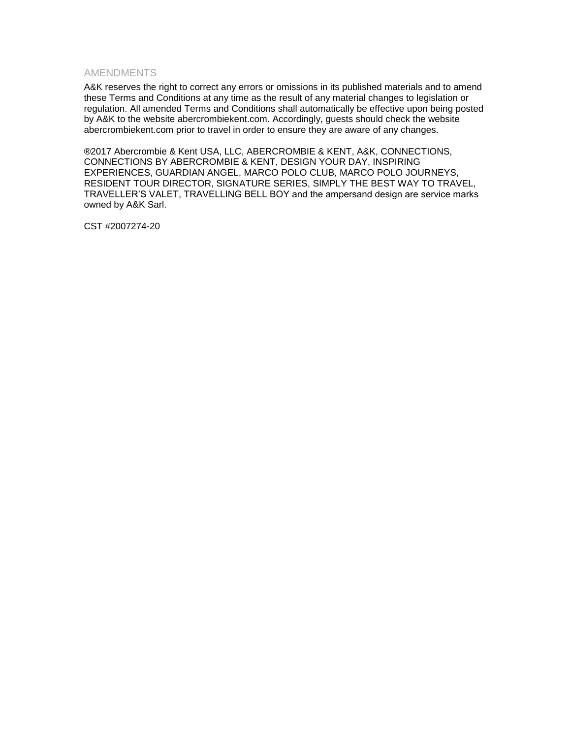## AMENDMENTS

A&K reserves the right to correct any errors or omissions in its published materials and to amend these Terms and Conditions at any time as the result of any material changes to legislation or regulation. All amended Terms and Conditions shall automatically be effective upon being posted by A&K to the website abercrombiekent.com. Accordingly, guests should check the website abercrombiekent.com prior to travel in order to ensure they are aware of any changes.

®2017 Abercrombie & Kent USA, LLC, ABERCROMBIE & KENT, A&K, CONNECTIONS, CONNECTIONS BY ABERCROMBIE & KENT, DESIGN YOUR DAY, INSPIRING EXPERIENCES, GUARDIAN ANGEL, MARCO POLO CLUB, MARCO POLO JOURNEYS, RESIDENT TOUR DIRECTOR, SIGNATURE SERIES, SIMPLY THE BEST WAY TO TRAVEL, TRAVELLER'S VALET, TRAVELLING BELL BOY and the ampersand design are service marks owned by A&K Sarl.

CST #2007274-20